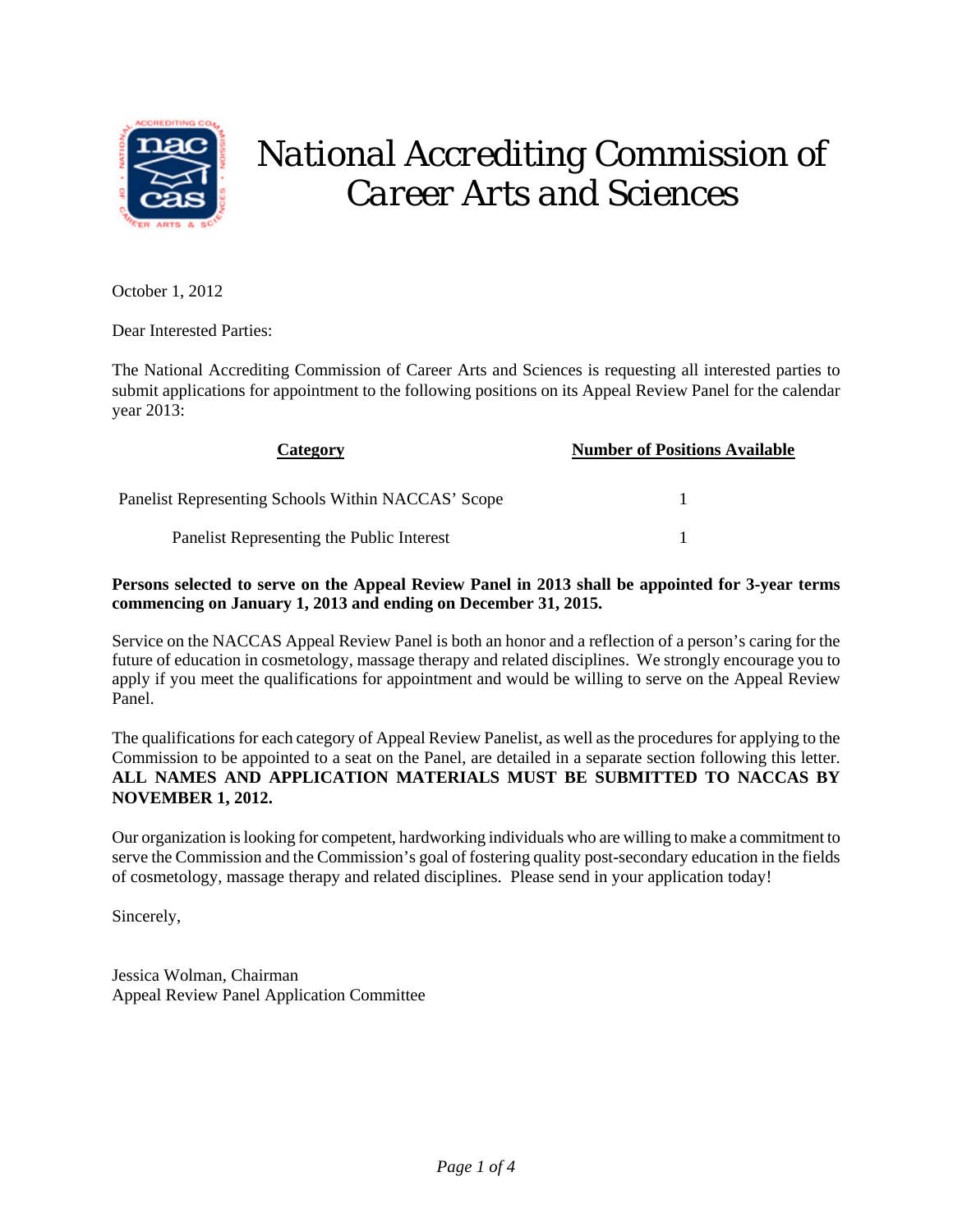# National Accrediting Commission of Career Arts and Sciences

October 1, 2012

Dear Interested Parties:

The National Accrediting Commission of Career Arts and Sciences is requesting all interested parties to submit applications for appointment to the following positions on its Appeal Review Panel for the calendar year 2013:

| Category | Number of Positions Available |
|---|---|
| Panelist Representing Schools Within NACCAS' Scope | 1 |
| Panelist Representing the Public Interest | 1 |

**Persons selected to serve on the Appeal Review Panel in 2013 shall be appointed for 3-year terms commencing on January 1, 2013 and ending on December 31, 2015.**

Service on the NACCAS Appeal Review Panel is both an honor and a reflection of a person's caring for the future of education in cosmetology, massage therapy and related disciplines. We strongly encourage you to apply if you meet the qualifications for appointment and would be willing to serve on the Appeal Review Panel.

The qualifications for each category of Appeal Review Panelist, as well as the procedures for applying to the Commission to be appointed to a seat on the Panel, are detailed in a separate section following this letter. **ALL NAMES AND APPLICATION MATERIALS MUST BE SUBMITTED TO NACCAS BY NOVEMBER 1, 2012.**

Our organization is looking for competent, hardworking individuals who are willing to make a commitment to serve the Commission and the Commission's goal of fostering quality post-secondary education in the fields of cosmetology, massage therapy and related disciplines. Please send in your application today!

Sincerely,

Jessica Wolman, Chairman
Appeal Review Panel Application Committee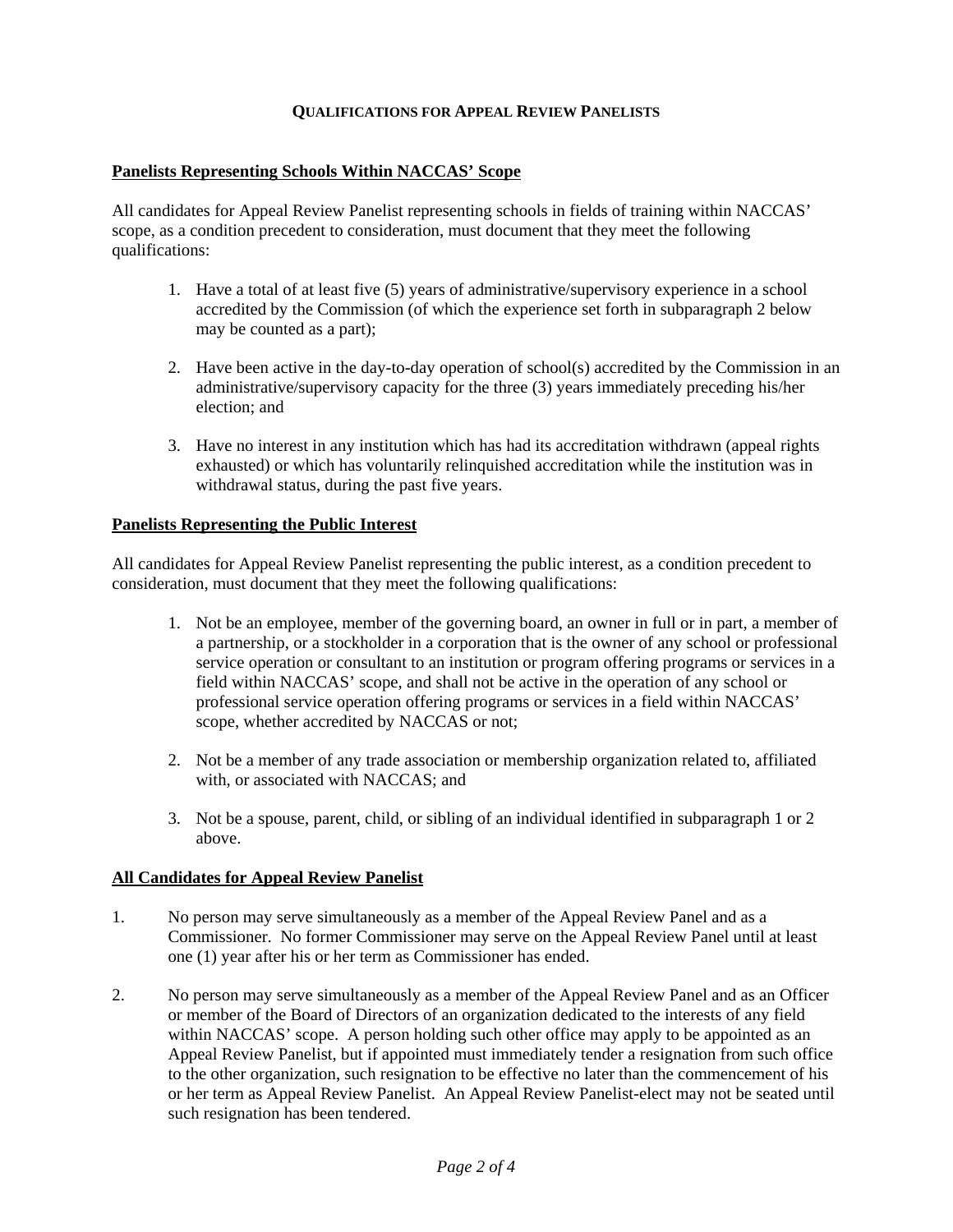## QUALIFICATIONS FOR APPEAL REVIEW PANELISTS

**Panelists Representing Schools Within NACCAS' Scope**

All candidates for Appeal Review Panelist representing schools in fields of training within NACCAS' scope, as a condition precedent to consideration, must document that they meet the following qualifications:

1. Have a total of at least five (5) years of administrative/supervisory experience in a school accredited by the Commission (of which the experience set forth in subparagraph 2 below may be counted as a part);
2. Have been active in the day-to-day operation of school(s) accredited by the Commission in an administrative/supervisory capacity for the three (3) years immediately preceding his/her election; and
3. Have no interest in any institution which has had its accreditation withdrawn (appeal rights exhausted) or which has voluntarily relinquished accreditation while the institution was in withdrawal status, during the past five years.

**Panelists Representing the Public Interest**

All candidates for Appeal Review Panelist representing the public interest, as a condition precedent to consideration, must document that they meet the following qualifications:

1. Not be an employee, member of the governing board, an owner in full or in part, a member of a partnership, or a stockholder in a corporation that is the owner of any school or professional service operation or consultant to an institution or program offering programs or services in a field within NACCAS' scope, and shall not be active in the operation of any school or professional service operation offering programs or services in a field within NACCAS' scope, whether accredited by NACCAS or not;
2. Not be a member of any trade association or membership organization related to, affiliated with, or associated with NACCAS; and
3. Not be a spouse, parent, child, or sibling of an individual identified in subparagraph 1 or 2 above.

**All Candidates for Appeal Review Panelist**

1. No person may serve simultaneously as a member of the Appeal Review Panel and as a Commissioner. No former Commissioner may serve on the Appeal Review Panel until at least one (1) year after his or her term as Commissioner has ended.
2. No person may serve simultaneously as a member of the Appeal Review Panel and as an Officer or member of the Board of Directors of an organization dedicated to the interests of any field within NACCAS' scope. A person holding such other office may apply to be appointed as an Appeal Review Panelist, but if appointed must immediately tender a resignation from such office to the other organization, such resignation to be effective no later than the commencement of his or her term as Appeal Review Panelist. An Appeal Review Panelist-elect may not be seated until such resignation has been tendered.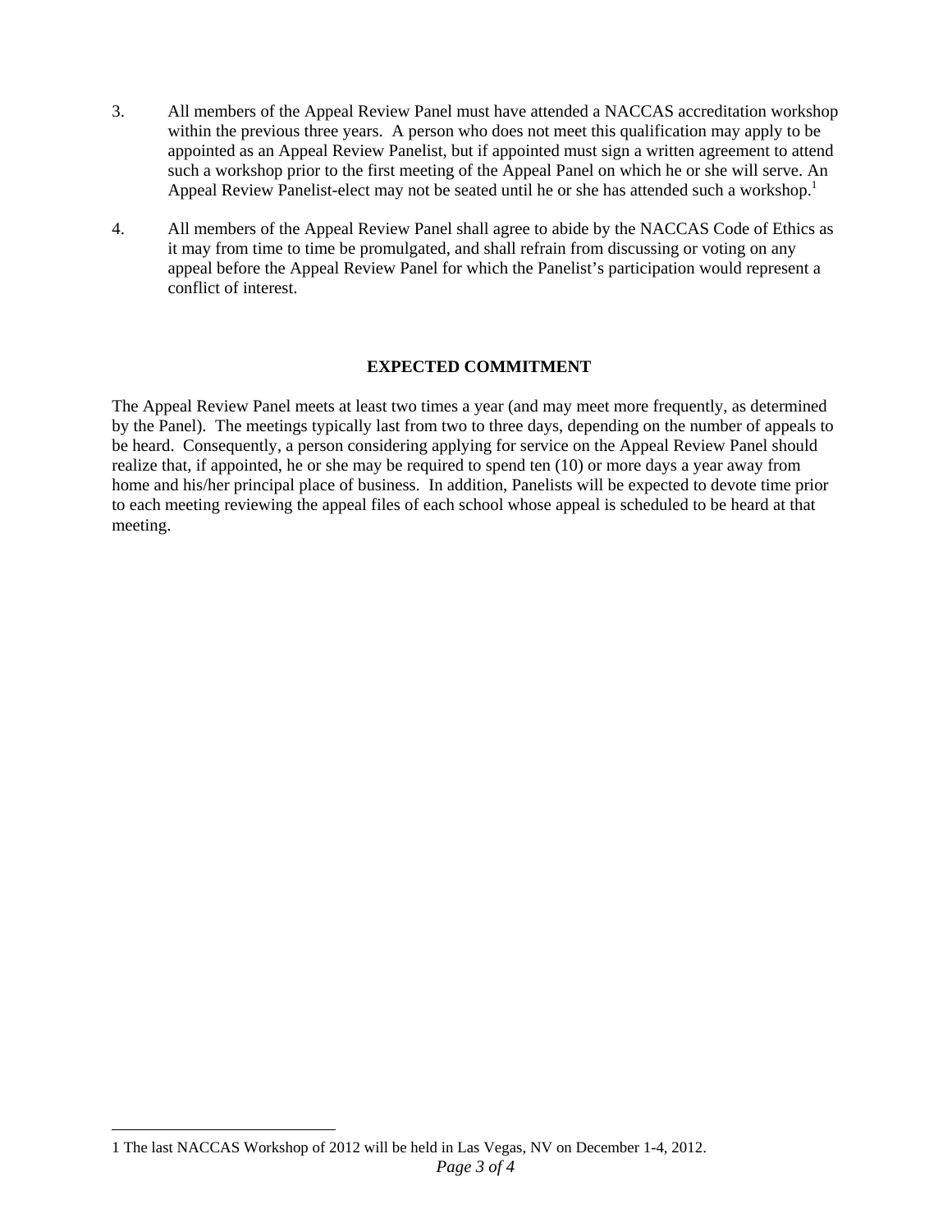3. All members of the Appeal Review Panel must have attended a NACCAS accreditation workshop within the previous three years. A person who does not meet this qualification may apply to be appointed as an Appeal Review Panelist, but if appointed must sign a written agreement to attend such a workshop prior to the first meeting of the Appeal Panel on which he or she will serve. An Appeal Review Panelist-elect may not be seated until he or she has attended such a workshop.[1]

4. All members of the Appeal Review Panel shall agree to abide by the NACCAS Code of Ethics as it may from time to time be promulgated, and shall refrain from discussing or voting on any appeal before the Appeal Review Panel for which the Panelist's participation would represent a conflict of interest.

## EXPECTED COMMITMENT

The Appeal Review Panel meets at least two times a year (and may meet more frequently, as determined by the Panel). The meetings typically last from two to three days, depending on the number of appeals to be heard. Consequently, a person considering applying for service on the Appeal Review Panel should realize that, if appointed, he or she may be required to spend ten (10) or more days a year away from home and his/her principal place of business. In addition, Panelists will be expected to devote time prior to each meeting reviewing the appeal files of each school whose appeal is scheduled to be heard at that meeting.

---

1 The last NACCAS Workshop of 2012 will be held in Las Vegas, NV on December 1-4, 2012.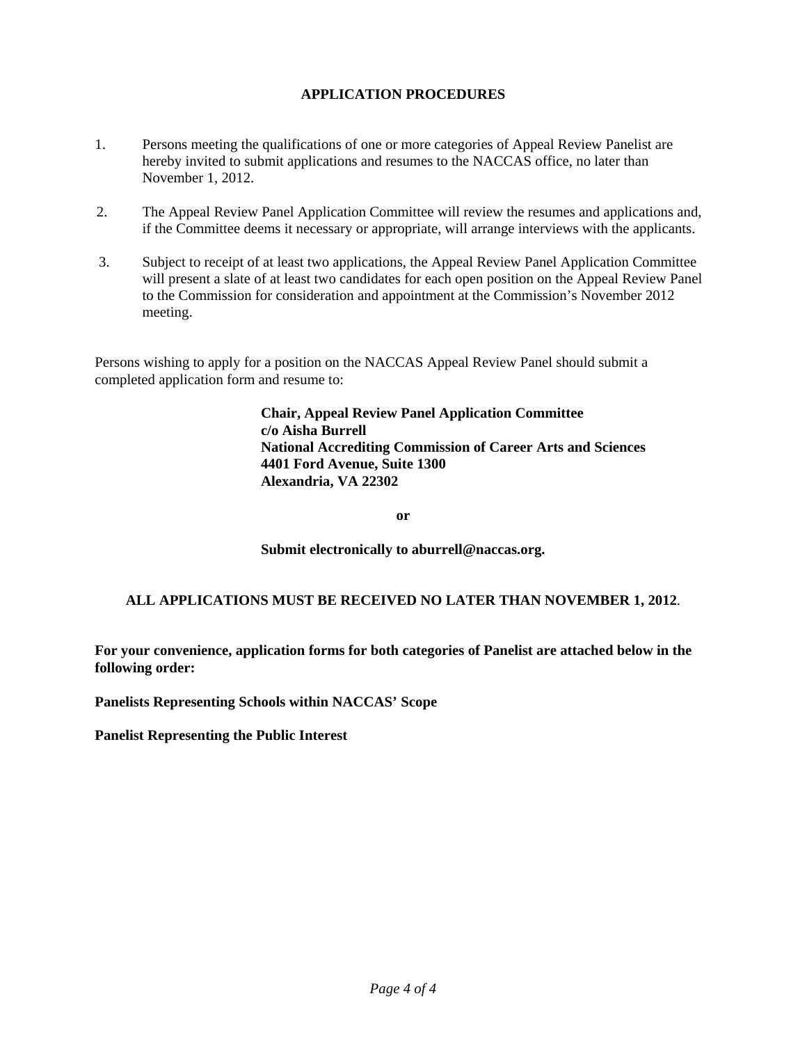## APPLICATION PROCEDURES

1. Persons meeting the qualifications of one or more categories of Appeal Review Panelist are hereby invited to submit applications and resumes to the NACCAS office, no later than November 1, 2012.

2. The Appeal Review Panel Application Committee will review the resumes and applications and, if the Committee deems it necessary or appropriate, will arrange interviews with the applicants.

3. Subject to receipt of at least two applications, the Appeal Review Panel Application Committee will present a slate of at least two candidates for each open position on the Appeal Review Panel to the Commission for consideration and appointment at the Commission's November 2012 meeting.

Persons wishing to apply for a position on the NACCAS Appeal Review Panel should submit a completed application form and resume to:

**Chair, Appeal Review Panel Application Committee**
**c/o Aisha Burrell**
**National Accrediting Commission of Career Arts and Sciences**
**4401 Ford Avenue, Suite 1300**
**Alexandria, VA 22302**

**or**

**Submit electronically to aburrell@naccas.org.**

**ALL APPLICATIONS MUST BE RECEIVED NO LATER THAN NOVEMBER 1, 2012**.

**For your convenience, application forms for both categories of Panelist are attached below in the following order:**

**Panelists Representing Schools within NACCAS' Scope**

**Panelist Representing the Public Interest**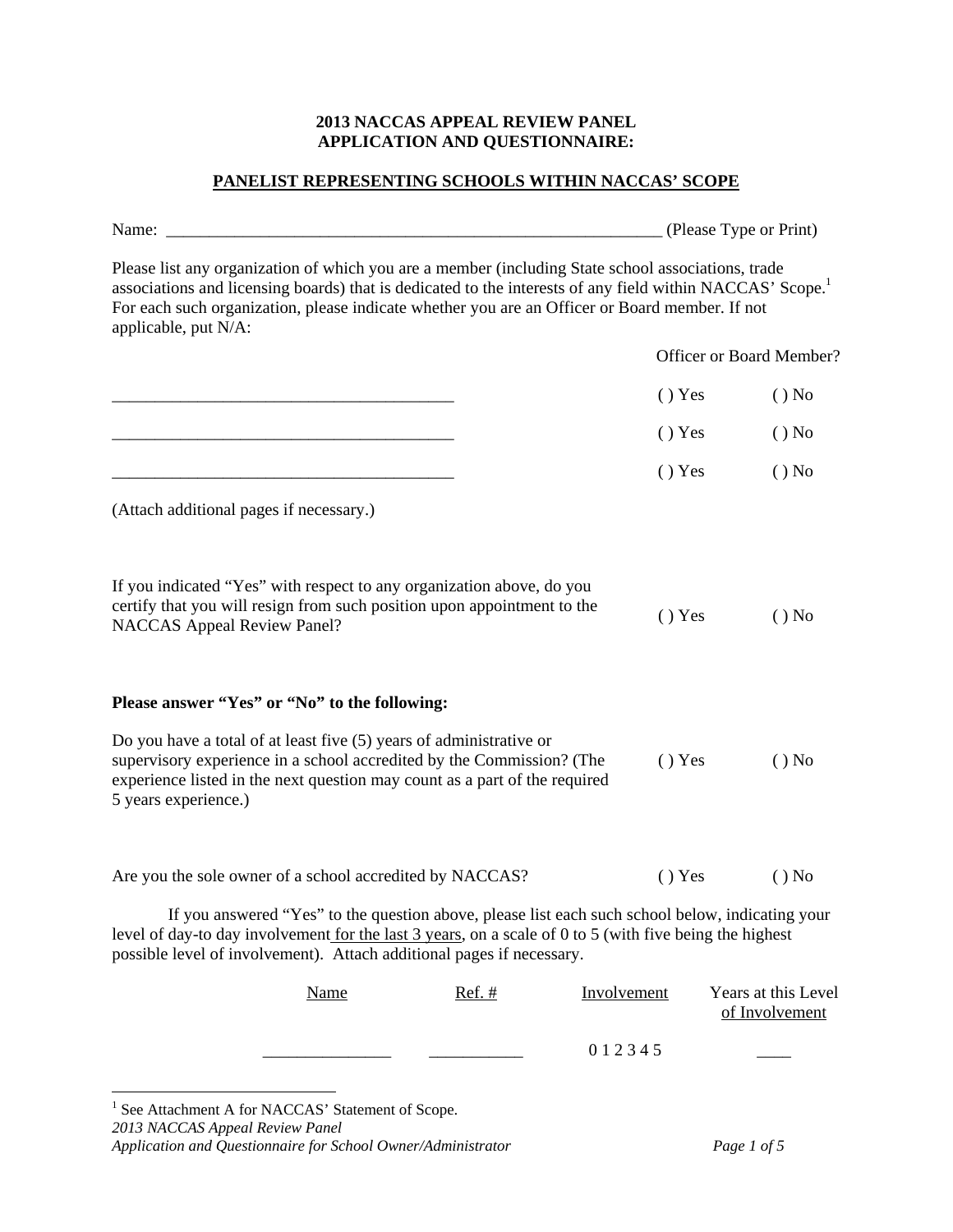**2013 NACCAS APPEAL REVIEW PANEL**
**APPLICATION AND QUESTIONNAIRE:**

**PANELIST REPRESENTING SCHOOLS WITHIN NACCAS' SCOPE**

Name: ___________________________________________________________ (Please Type or Print)

Please list any organization of which you are a member (including State school associations, trade associations and licensing boards) that is dedicated to the interests of any field within NACCAS' Scope.[1] For each such organization, please indicate whether you are an Officer or Board member. If not applicable, put N/A:

| | Officer or Board Member? | |
|---|---|---|
| _________________________________________ | ( ) Yes | ( ) No |
| _________________________________________ | ( ) Yes | ( ) No |
| _________________________________________ | ( ) Yes | ( ) No |

(Attach additional pages if necessary.)

If you indicated "Yes" with respect to any organization above, do you certify that you will resign from such position upon appointment to the NACCAS Appeal Review Panel? ( ) Yes ( ) No

**Please answer "Yes" or "No" to the following:**

Do you have a total of at least five (5) years of administrative or supervisory experience in a school accredited by the Commission? (The experience listed in the next question may count as a part of the required 5 years experience.) ( ) Yes ( ) No

Are you the sole owner of a school accredited by NACCAS? ( ) Yes ( ) No

If you answered "Yes" to the question above, please list each such school below, indicating your level of day-to day involvement for the last 3 years, on a scale of 0 to 5 (with five being the highest possible level of involvement). Attach additional pages if necessary.

| Name | Ref. # | Involvement | Years at this Level of Involvement |
|---|---|---|---|
| _______________ | ___________ | 0 1 2 3 4 5 | ____ |

[1] See Attachment A for NACCAS' Statement of Scope.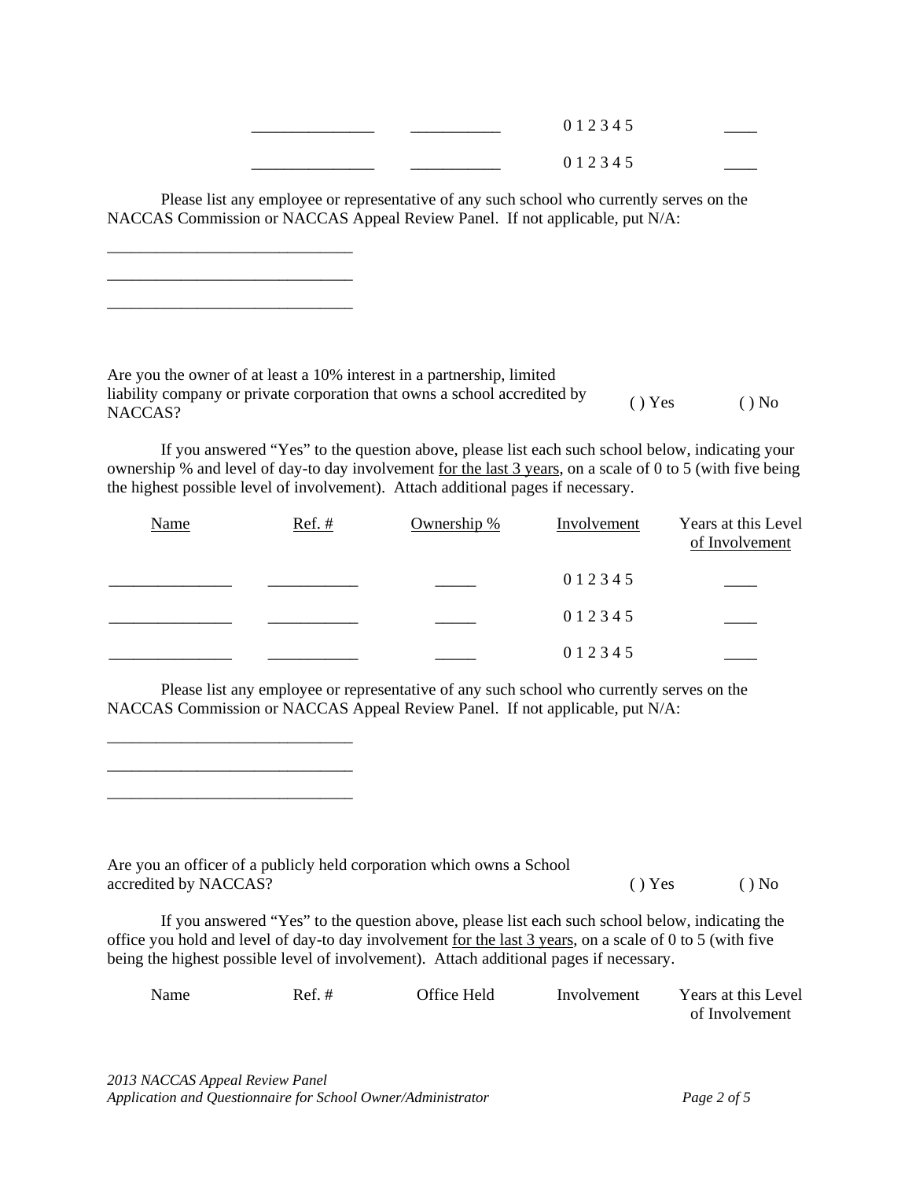| | | | | |
|---|---|---|---|---|
| | _______________ | ___________ | 0 1 2 3 4 5 | ____ |
| | _______________ | ___________ | 0 1 2 3 4 5 | ____ |

Please list any employee or representative of any such school who currently serves on the NACCAS Commission or NACCAS Appeal Review Panel. If not applicable, put N/A:

______________________________

______________________________

______________________________

Are you the owner of at least a 10% interest in a partnership, limited liability company or private corporation that owns a school accredited by NACCAS? ( ) Yes ( ) No

If you answered "Yes" to the question above, please list each such school below, indicating your ownership % and level of day-to day involvement <u>for the last 3 years</u>, on a scale of 0 to 5 (with five being the highest possible level of involvement). Attach additional pages if necessary.

| <u>Name</u> | <u>Ref. #</u> | <u>Ownership %</u> | <u>Involvement</u> | Years at this Level <u>of Involvement</u> |
|---|---|---|---|---|
| _______________ | ___________ | _____ | 0 1 2 3 4 5 | ____ |
| _______________ | ___________ | _____ | 0 1 2 3 4 5 | ____ |
| _______________ | ___________ | _____ | 0 1 2 3 4 5 | ____ |

Please list any employee or representative of any such school who currently serves on the NACCAS Commission or NACCAS Appeal Review Panel. If not applicable, put N/A:

______________________________

______________________________

______________________________

Are you an officer of a publicly held corporation which owns a School accredited by NACCAS? ( ) Yes ( ) No

If you answered "Yes" to the question above, please list each such school below, indicating the office you hold and level of day-to day involvement <u>for the last 3 years</u>, on a scale of 0 to 5 (with five being the highest possible level of involvement). Attach additional pages if necessary.

| Name | Ref. # | Office Held | Involvement | Years at this Level of Involvement |
|---|---|---|---|---|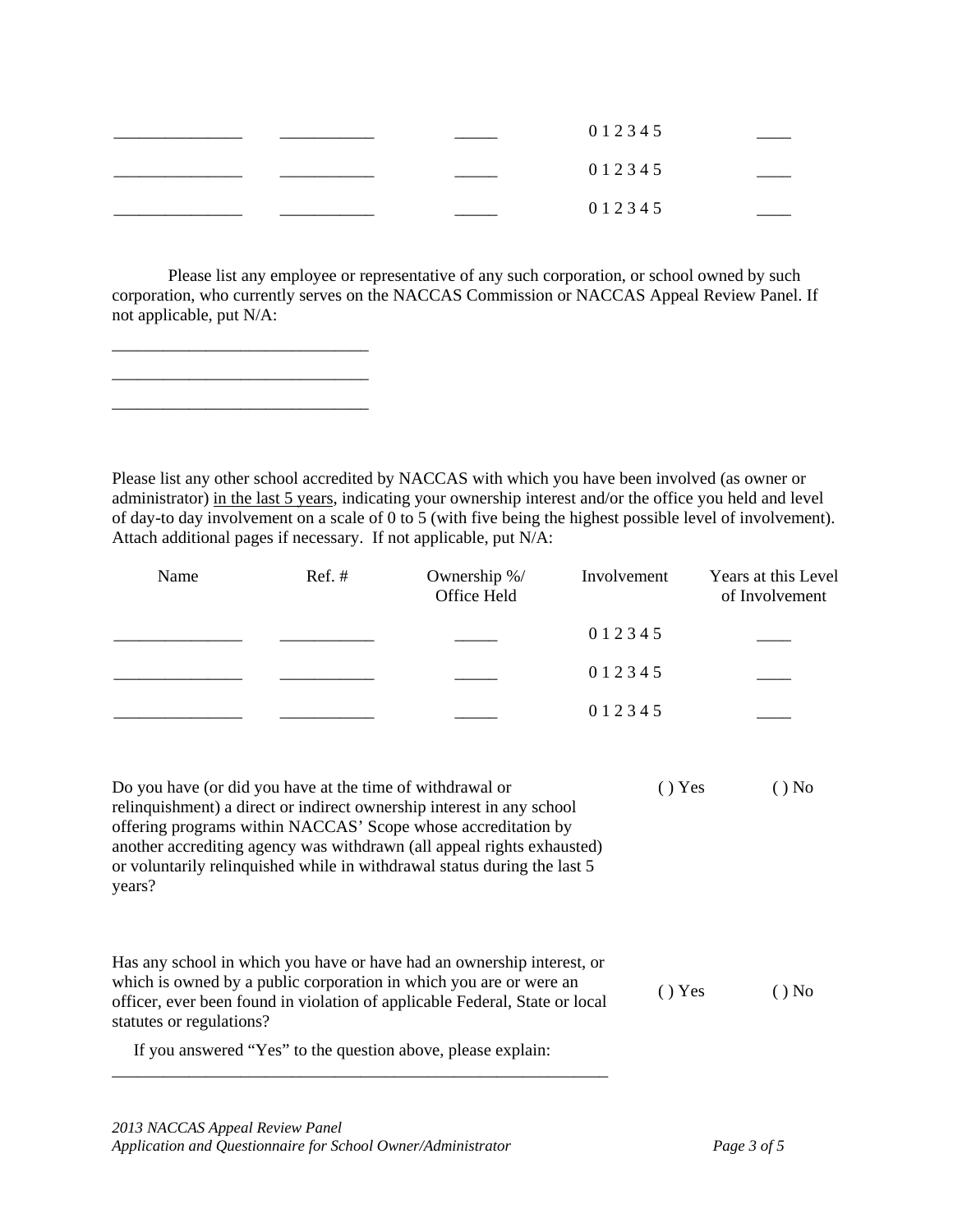| | | | | |
|---|---|---|---|---|
| _______________ | ___________ | _____ | 0 1 2 3 4 5 | ____ |
| _______________ | ___________ | _____ | 0 1 2 3 4 5 | ____ |
| _______________ | ___________ | _____ | 0 1 2 3 4 5 | ____ |

Please list any employee or representative of any such corporation, or school owned by such corporation, who currently serves on the NACCAS Commission or NACCAS Appeal Review Panel. If not applicable, put N/A:

______________________________

______________________________

______________________________

Please list any other school accredited by NACCAS with which you have been involved (as owner or administrator) <u>in the last 5 years</u>, indicating your ownership interest and/or the office you held and level of day-to day involvement on a scale of 0 to 5 (with five being the highest possible level of involvement). Attach additional pages if necessary. If not applicable, put N/A:

| Name | Ref. # | Ownership %/ Office Held | Involvement | Years at this Level of Involvement |
|---|---|---|---|---|
| _______________ | ___________ | _____ | 0 1 2 3 4 5 | ____ |
| _______________ | ___________ | _____ | 0 1 2 3 4 5 | ____ |
| _______________ | ___________ | _____ | 0 1 2 3 4 5 | ____ |

Do you have (or did you have at the time of withdrawal or relinquishment) a direct or indirect ownership interest in any school offering programs within NACCAS' Scope whose accreditation by another accrediting agency was withdrawn (all appeal rights exhausted) or voluntarily relinquished while in withdrawal status during the last 5 years? ( ) Yes ( ) No

Has any school in which you have or have had an ownership interest, or which is owned by a public corporation in which you are or were an officer, ever been found in violation of applicable Federal, State or local statutes or regulations? ( ) Yes ( ) No

If you answered "Yes" to the question above, please explain:

____________________________________________________________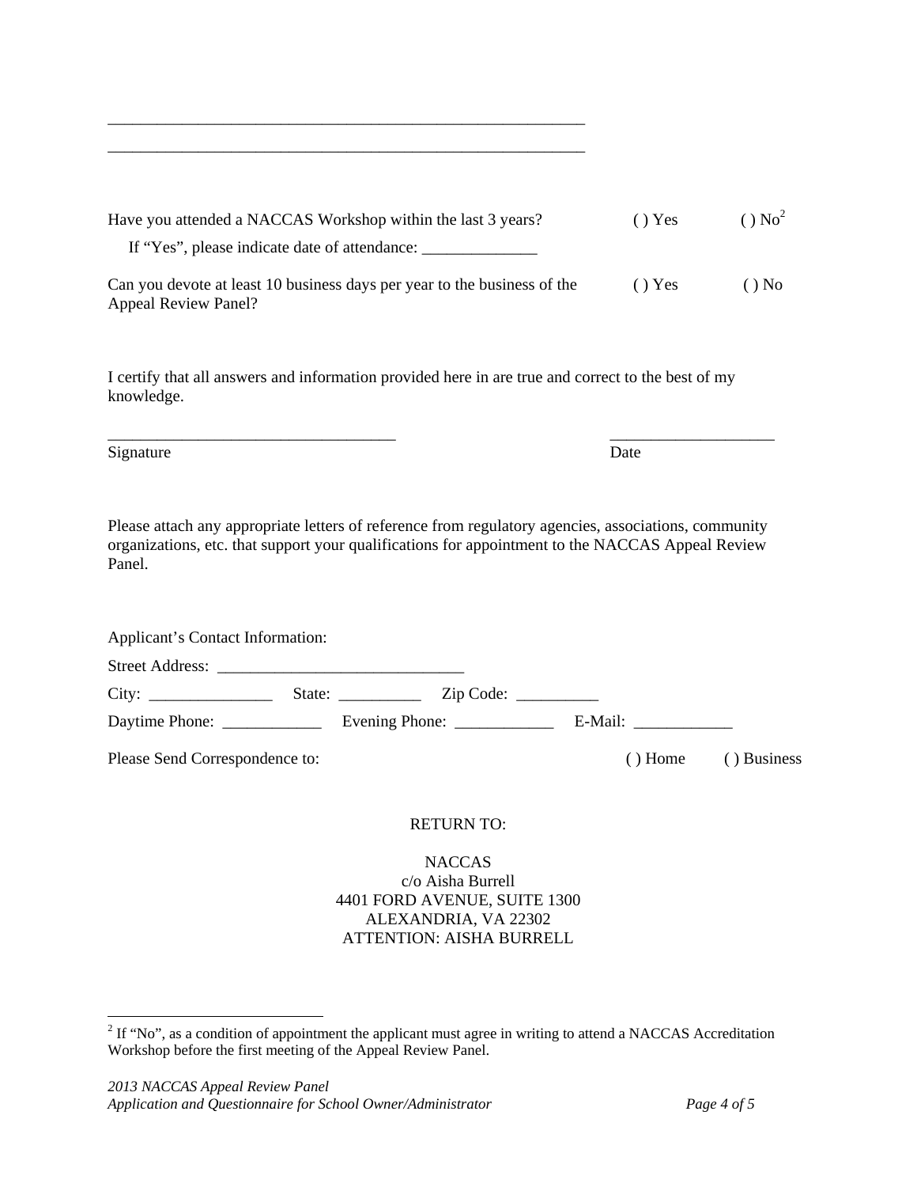\_\_\_\_\_\_\_\_\_\_\_\_\_\_\_\_\_\_\_\_\_\_\_\_\_\_\_\_\_\_\_\_\_\_\_\_\_\_\_\_\_\_\_\_\_\_\_\_\_\_\_\_\_\_\_\_\_\_

\_\_\_\_\_\_\_\_\_\_\_\_\_\_\_\_\_\_\_\_\_\_\_\_\_\_\_\_\_\_\_\_\_\_\_\_\_\_\_\_\_\_\_\_\_\_\_\_\_\_\_\_\_\_\_\_\_\_

Have you attended a NACCAS Workshop within the last 3 years? ( ) Yes ( ) No[2]

If "Yes", please indicate date of attendance: \_\_\_\_\_\_\_\_\_\_\_\_\_\_

Can you devote at least 10 business days per year to the business of the Appeal Review Panel? ( ) Yes ( ) No

I certify that all answers and information provided here in are true and correct to the best of my knowledge.

\_\_\_\_\_\_\_\_\_\_\_\_\_\_\_\_\_\_\_\_\_\_\_\_\_\_\_\_\_\_\_\_\_\_\_ \_\_\_\_\_\_\_\_\_\_\_\_\_\_\_\_\_\_\_\_
Signature Date

Please attach any appropriate letters of reference from regulatory agencies, associations, community organizations, etc. that support your qualifications for appointment to the NACCAS Appeal Review Panel.

Applicant's Contact Information:

Street Address: \_\_\_\_\_\_\_\_\_\_\_\_\_\_\_\_\_\_\_\_\_\_\_\_\_\_\_\_\_\_

City: \_\_\_\_\_\_\_\_\_\_\_\_\_\_\_ State: \_\_\_\_\_\_\_\_\_\_ Zip Code: \_\_\_\_\_\_\_\_\_\_

Daytime Phone: \_\_\_\_\_\_\_\_\_\_\_\_ Evening Phone: \_\_\_\_\_\_\_\_\_\_\_\_ E-Mail: \_\_\_\_\_\_\_\_\_\_\_\_

Please Send Correspondence to: ( ) Home ( ) Business

RETURN TO:

NACCAS
c/o Aisha Burrell
4401 FORD AVENUE, SUITE 1300
ALEXANDRIA, VA 22302
ATTENTION: AISHA BURRELL

[2] If "No", as a condition of appointment the applicant must agree in writing to attend a NACCAS Accreditation Workshop before the first meeting of the Appeal Review Panel.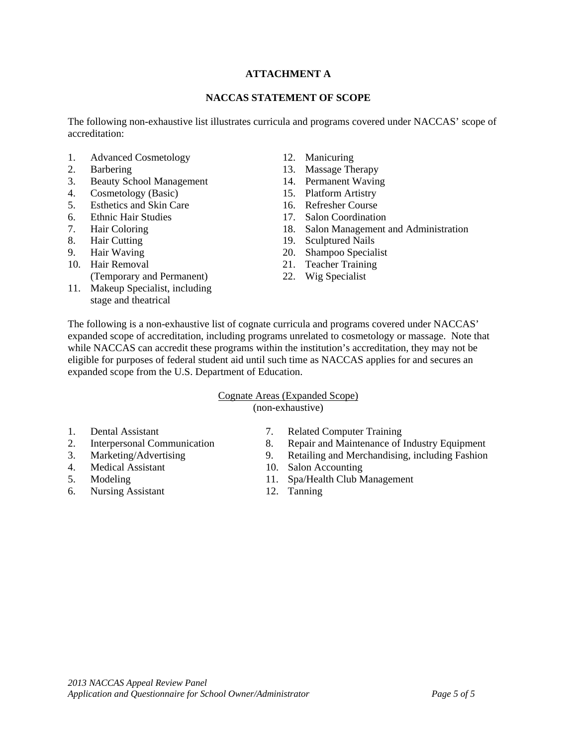# ATTACHMENT A

## NACCAS STATEMENT OF SCOPE

The following non-exhaustive list illustrates curricula and programs covered under NACCAS' scope of accreditation:

1. Advanced Cosmetology
2. Barbering
3. Beauty School Management
4. Cosmetology (Basic)
5. Esthetics and Skin Care
6. Ethnic Hair Studies
7. Hair Coloring
8. Hair Cutting
9. Hair Waving
10. Hair Removal (Temporary and Permanent)
11. Makeup Specialist, including stage and theatrical
12. Manicuring
13. Massage Therapy
14. Permanent Waving
15. Platform Artistry
16. Refresher Course
17. Salon Coordination
18. Salon Management and Administration
19. Sculptured Nails
20. Shampoo Specialist
21. Teacher Training
22. Wig Specialist

The following is a non-exhaustive list of cognate curricula and programs covered under NACCAS' expanded scope of accreditation, including programs unrelated to cosmetology or massage. Note that while NACCAS can accredit these programs within the institution's accreditation, they may not be eligible for purposes of federal student aid until such time as NACCAS applies for and secures an expanded scope from the U.S. Department of Education.

<u>Cognate Areas (Expanded Scope)</u>
(non-exhaustive)

1. Dental Assistant
2. Interpersonal Communication
3. Marketing/Advertising
4. Medical Assistant
5. Modeling
6. Nursing Assistant
7. Related Computer Training
8. Repair and Maintenance of Industry Equipment
9. Retailing and Merchandising, including Fashion
10. Salon Accounting
11. Spa/Health Club Management
12. Tanning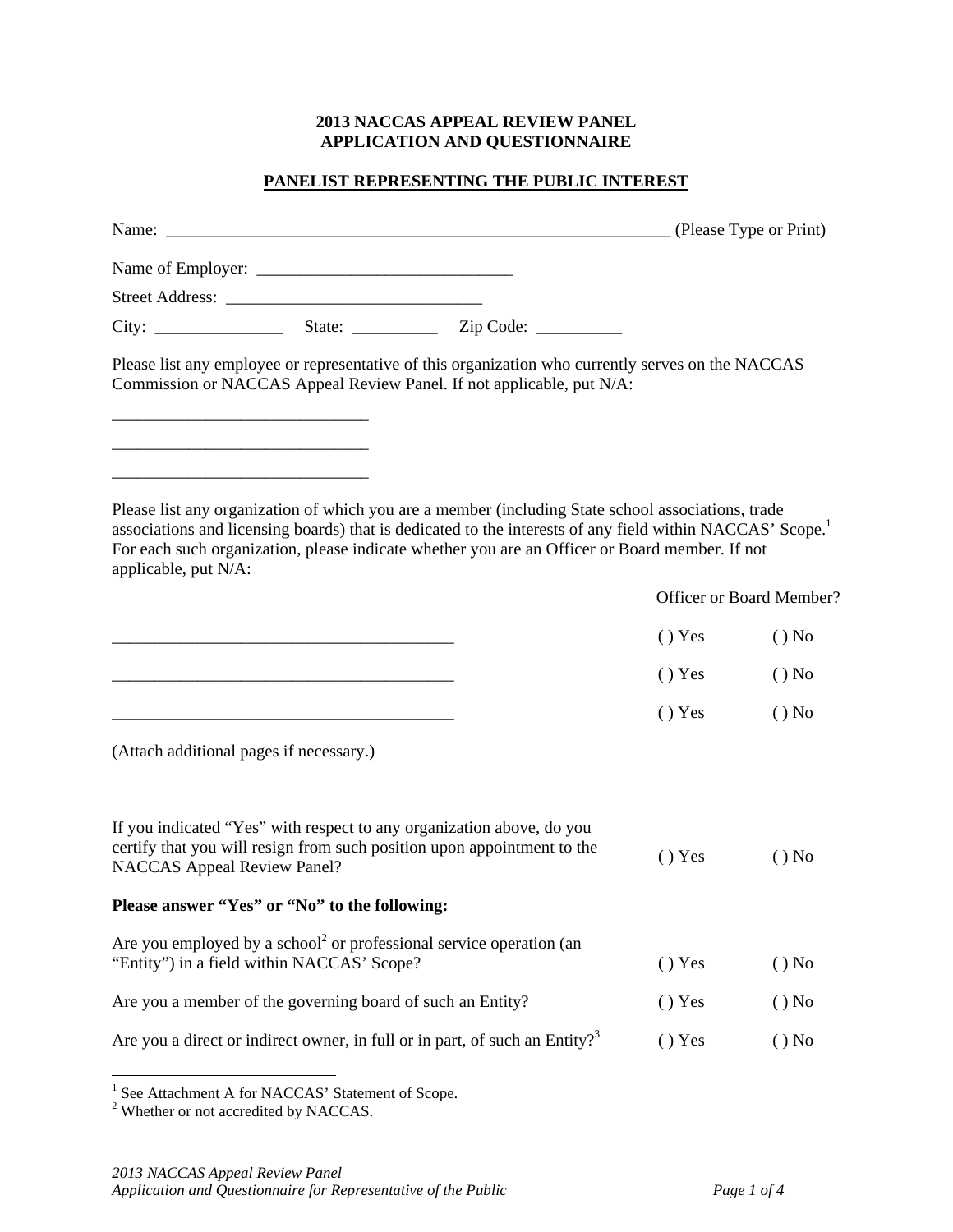**2013 NACCAS APPEAL REVIEW PANEL**
**APPLICATION AND QUESTIONNAIRE**

**PANELIST REPRESENTING THE PUBLIC INTEREST**

Name: _____________________________________________________________ (Please Type or Print)

Name of Employer: ______________________________

Street Address: ______________________________

City: _______________ State: __________ Zip Code: __________

Please list any employee or representative of this organization who currently serves on the NACCAS Commission or NACCAS Appeal Review Panel. If not applicable, put N/A:

______________________________

______________________________

______________________________

Please list any organization of which you are a member (including State school associations, trade associations and licensing boards) that is dedicated to the interests of any field within NACCAS' Scope.[1] For each such organization, please indicate whether you are an Officer or Board member. If not applicable, put N/A:

| | Officer or Board Member? | |
|---|---|---|
| ________________________________________ | ( ) Yes | ( ) No |
| ________________________________________ | ( ) Yes | ( ) No |
| ________________________________________ | ( ) Yes | ( ) No |

(Attach additional pages if necessary.)

| | | |
|---|---|---|
| If you indicated "Yes" with respect to any organization above, do you certify that you will resign from such position upon appointment to the NACCAS Appeal Review Panel? | ( ) Yes | ( ) No |

**Please answer "Yes" or "No" to the following:**

| | | |
|---|---|---|
| Are you employed by a school[2] or professional service operation (an "Entity") in a field within NACCAS' Scope? | ( ) Yes | ( ) No |
| Are you a member of the governing board of such an Entity? | ( ) Yes | ( ) No |
| Are you a direct or indirect owner, in full or in part, of such an Entity?[3] | ( ) Yes | ( ) No |

[1] See Attachment A for NACCAS' Statement of Scope.
[2] Whether or not accredited by NACCAS.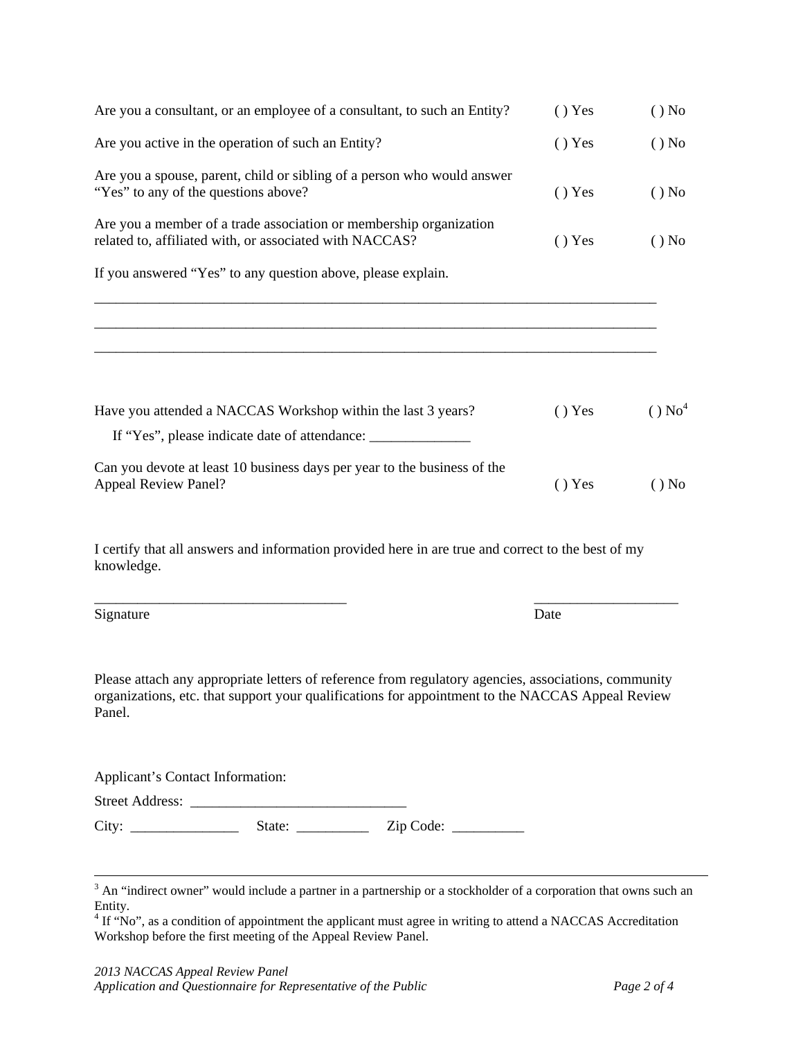Are you a consultant, or an employee of a consultant, to such an Entity? ( ) Yes ( ) No

Are you active in the operation of such an Entity? ( ) Yes ( ) No

Are you a spouse, parent, child or sibling of a person who would answer "Yes" to any of the questions above? ( ) Yes ( ) No

Are you a member of a trade association or membership organization related to, affiliated with, or associated with NACCAS? ( ) Yes ( ) No

If you answered "Yes" to any question above, please explain.

_______________________________________________________________________________

_______________________________________________________________________________

_______________________________________________________________________________

Have you attended a NACCAS Workshop within the last 3 years? ( ) Yes ( ) No[4]

If "Yes", please indicate date of attendance: ______________

Can you devote at least 10 business days per year to the business of the Appeal Review Panel? ( ) Yes ( ) No

I certify that all answers and information provided here in are true and correct to the best of my knowledge.

___________________________________ ____________________

Signature Date

Please attach any appropriate letters of reference from regulatory agencies, associations, community organizations, etc. that support your qualifications for appointment to the NACCAS Appeal Review Panel.

Applicant's Contact Information:

Street Address: ______________________________

City: _______________ State: __________ Zip Code: __________

---

[3] An "indirect owner" would include a partner in a partnership or a stockholder of a corporation that owns such an Entity.

[4] If "No", as a condition of appointment the applicant must agree in writing to attend a NACCAS Accreditation Workshop before the first meeting of the Appeal Review Panel.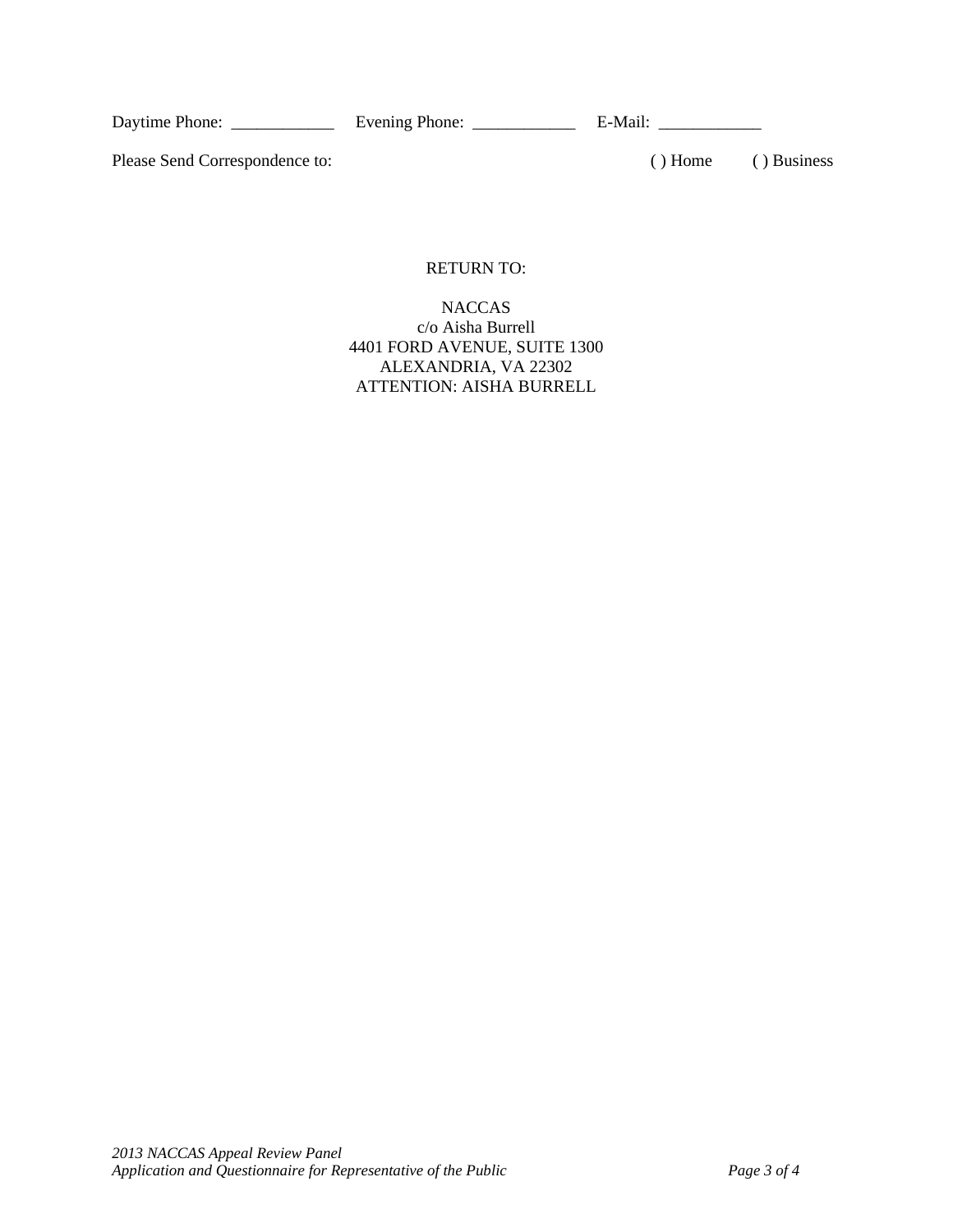Daytime Phone: ____________ Evening Phone: ____________ E-Mail: ____________

Please Send Correspondence to: ( ) Home ( ) Business

RETURN TO:

NACCAS  
c/o Aisha Burrell  
4401 FORD AVENUE, SUITE 1300  
ALEXANDRIA, VA 22302  
ATTENTION: AISHA BURRELL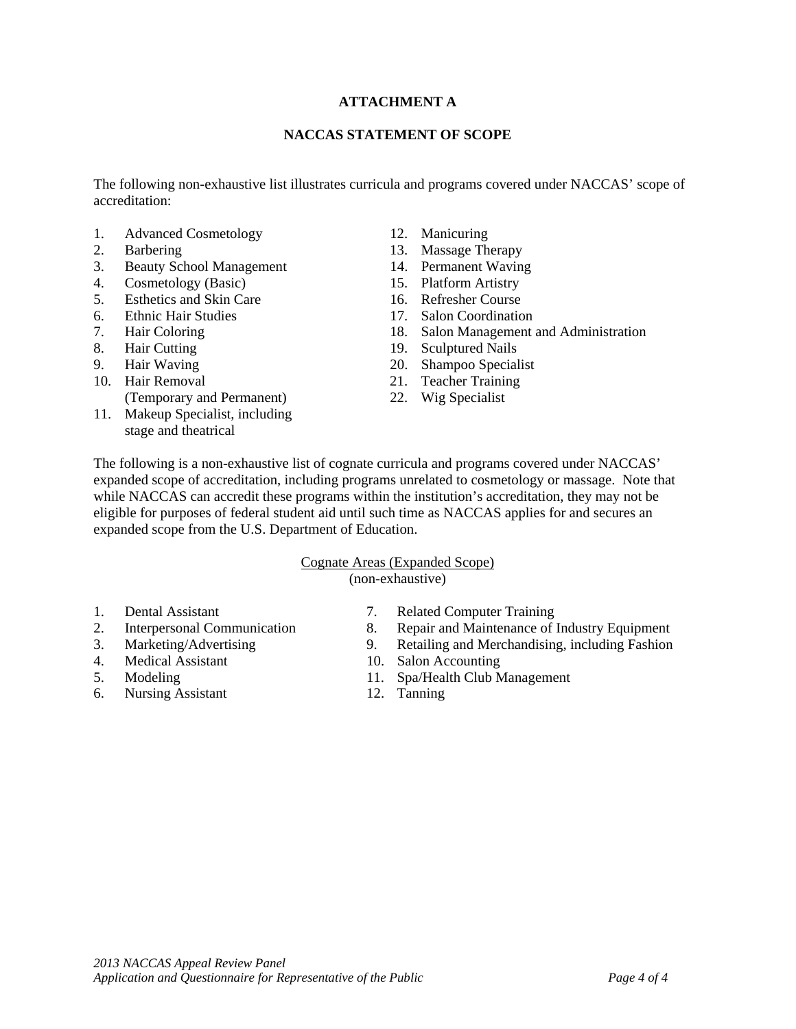## ATTACHMENT A

## NACCAS STATEMENT OF SCOPE

The following non-exhaustive list illustrates curricula and programs covered under NACCAS' scope of accreditation:

1. Advanced Cosmetology
2. Barbering
3. Beauty School Management
4. Cosmetology (Basic)
5. Esthetics and Skin Care
6. Ethnic Hair Studies
7. Hair Coloring
8. Hair Cutting
9. Hair Waving
10. Hair Removal (Temporary and Permanent)
11. Makeup Specialist, including stage and theatrical
12. Manicuring
13. Massage Therapy
14. Permanent Waving
15. Platform Artistry
16. Refresher Course
17. Salon Coordination
18. Salon Management and Administration
19. Sculptured Nails
20. Shampoo Specialist
21. Teacher Training
22. Wig Specialist

The following is a non-exhaustive list of cognate curricula and programs covered under NACCAS' expanded scope of accreditation, including programs unrelated to cosmetology or massage. Note that while NACCAS can accredit these programs within the institution's accreditation, they may not be eligible for purposes of federal student aid until such time as NACCAS applies for and secures an expanded scope from the U.S. Department of Education.

Cognate Areas (Expanded Scope)
(non-exhaustive)

1. Dental Assistant
2. Interpersonal Communication
3. Marketing/Advertising
4. Medical Assistant
5. Modeling
6. Nursing Assistant
7. Related Computer Training
8. Repair and Maintenance of Industry Equipment
9. Retailing and Merchandising, including Fashion
10. Salon Accounting
11. Spa/Health Club Management
12. Tanning